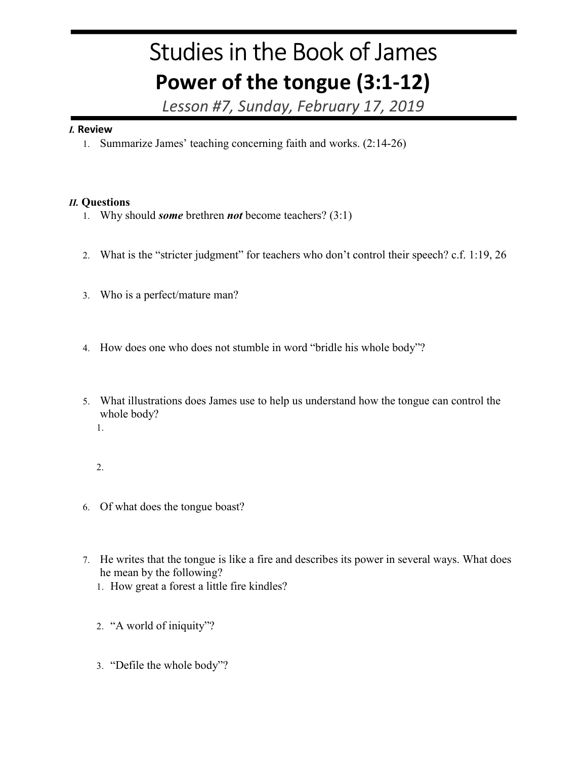# Studies in the Book of James

## Power of the tongue (3:1-12)

*Lesson #7, Sunday, February 17, 2019*

### *I.* Review

1. Summarize James' teaching concerning faith and works. (2:14-26)

### *II.* Questions

1. Why should ***some*** brethren ***not*** become teachers? (3:1)

2. What is the "stricter judgment" for teachers who don't control their speech? c.f. 1:19, 26

3. Who is a perfect/mature man?

4. How does one who does not stumble in word "bridle his whole body"?

5. What illustrations does James use to help us understand how the tongue can control the whole body?
   1. 
   2. 

6. Of what does the tongue boast?

7. He writes that the tongue is like a fire and describes its power in several ways. What does he mean by the following?
   1. How great a forest a little fire kindles?
   2. "A world of iniquity"?
   3. "Defile the whole body"?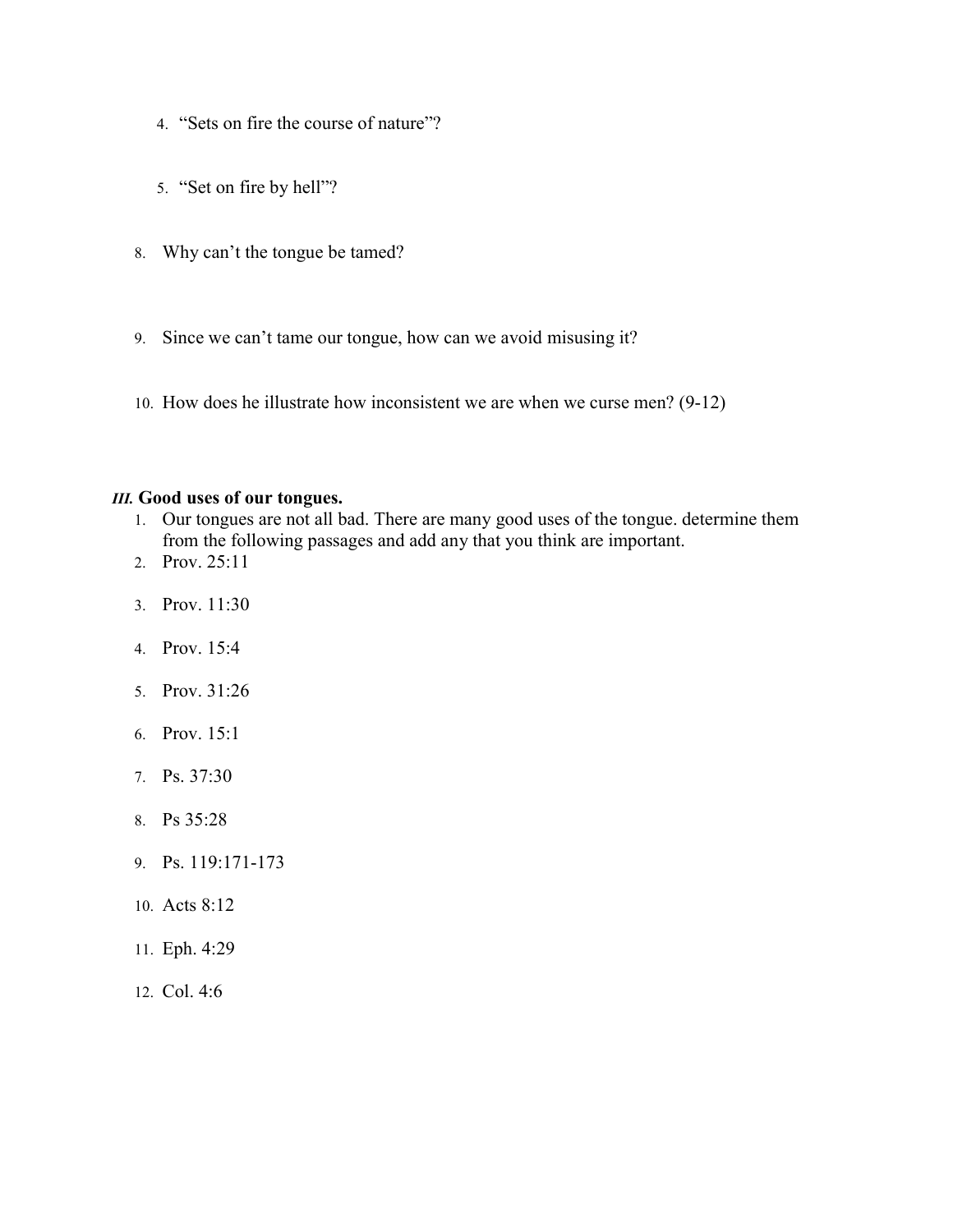4. "Sets on fire the course of nature"?

5. "Set on fire by hell"?

8. Why can't the tongue be tamed?

9. Since we can't tame our tongue, how can we avoid misusing it?

10. How does he illustrate how inconsistent we are when we curse men? (9-12)

### ***III.*** **Good uses of our tongues.**

1. Our tongues are not all bad. There are many good uses of the tongue. determine them from the following passages and add any that you think are important.
2. Prov. 25:11
3. Prov. 11:30
4. Prov. 15:4
5. Prov. 31:26
6. Prov. 15:1
7. Ps. 37:30
8. Ps 35:28
9. Ps. 119:171-173
10. Acts 8:12
11. Eph. 4:29
12. Col. 4:6